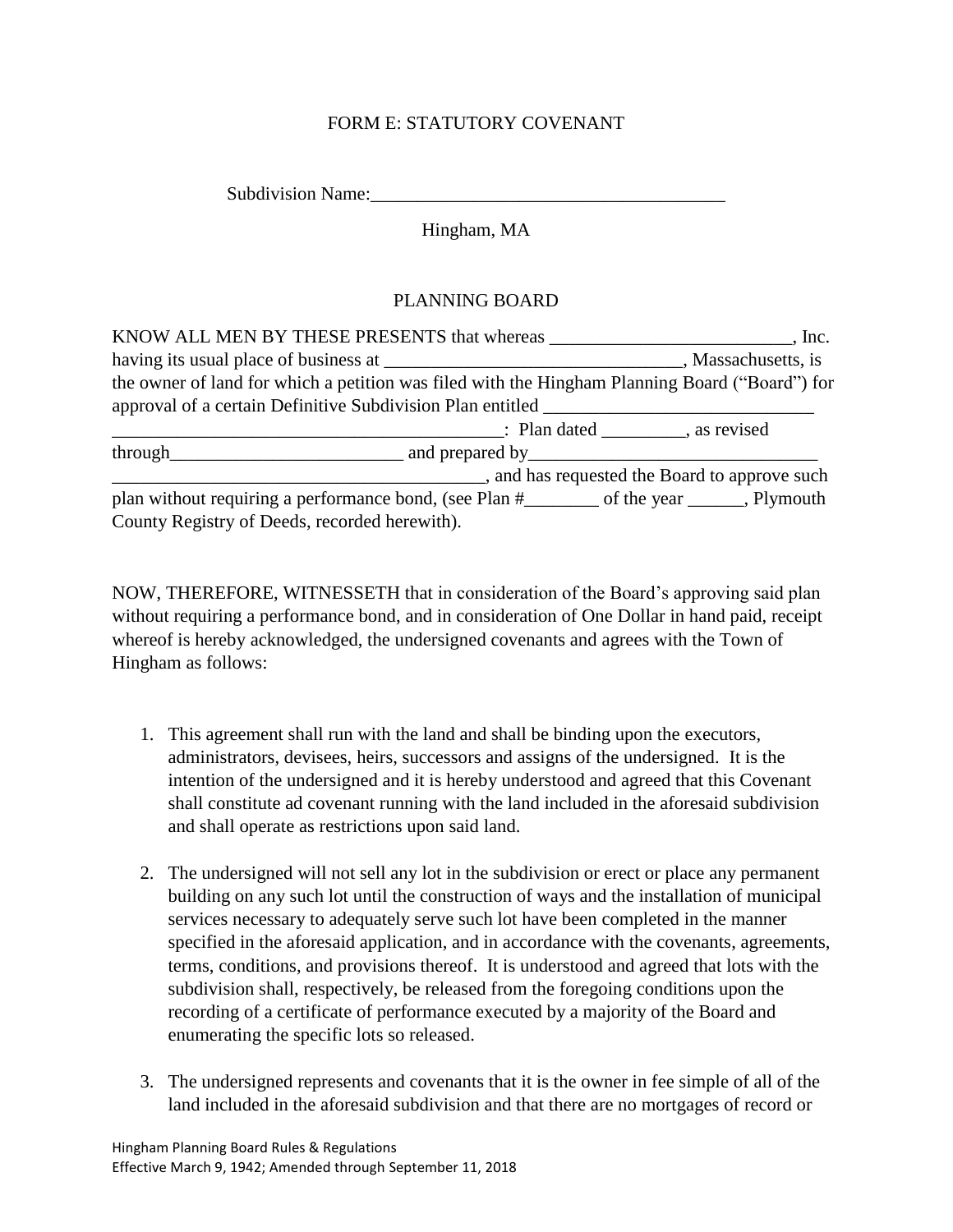# FORM E: STATUTORY COVENANT

Subdivision Name:_______________________________________

Hingham, MA

## PLANNING BOARD

KNOW ALL MEN BY THESE PRESENTS that whereas __________________________, Inc. having its usual place of business at ________________________________, Massachusetts, is the owner of land for which a petition was filed with the Hingham Planning Board ("Board") for approval of a certain Definitive Subdivision Plan entitled _____________________________ __________________________________________: Plan dated _________, as revised through_________________________ and prepared by_______________________________ ________________________________________, and has requested the Board to approve such plan without requiring a performance bond, (see Plan #________ of the year ______, Plymouth County Registry of Deeds, recorded herewith).

NOW, THEREFORE, WITNESSETH that in consideration of the Board's approving said plan without requiring a performance bond, and in consideration of One Dollar in hand paid, receipt whereof is hereby acknowledged, the undersigned covenants and agrees with the Town of Hingham as follows:

1. This agreement shall run with the land and shall be binding upon the executors, administrators, devisees, heirs, successors and assigns of the undersigned. It is the intention of the undersigned and it is hereby understood and agreed that this Covenant shall constitute ad covenant running with the land included in the aforesaid subdivision and shall operate as restrictions upon said land.

2. The undersigned will not sell any lot in the subdivision or erect or place any permanent building on any such lot until the construction of ways and the installation of municipal services necessary to adequately serve such lot have been completed in the manner specified in the aforesaid application, and in accordance with the covenants, agreements, terms, conditions, and provisions thereof. It is understood and agreed that lots with the subdivision shall, respectively, be released from the foregoing conditions upon the recording of a certificate of performance executed by a majority of the Board and enumerating the specific lots so released.

3. The undersigned represents and covenants that it is the owner in fee simple of all of the land included in the aforesaid subdivision and that there are no mortgages of record or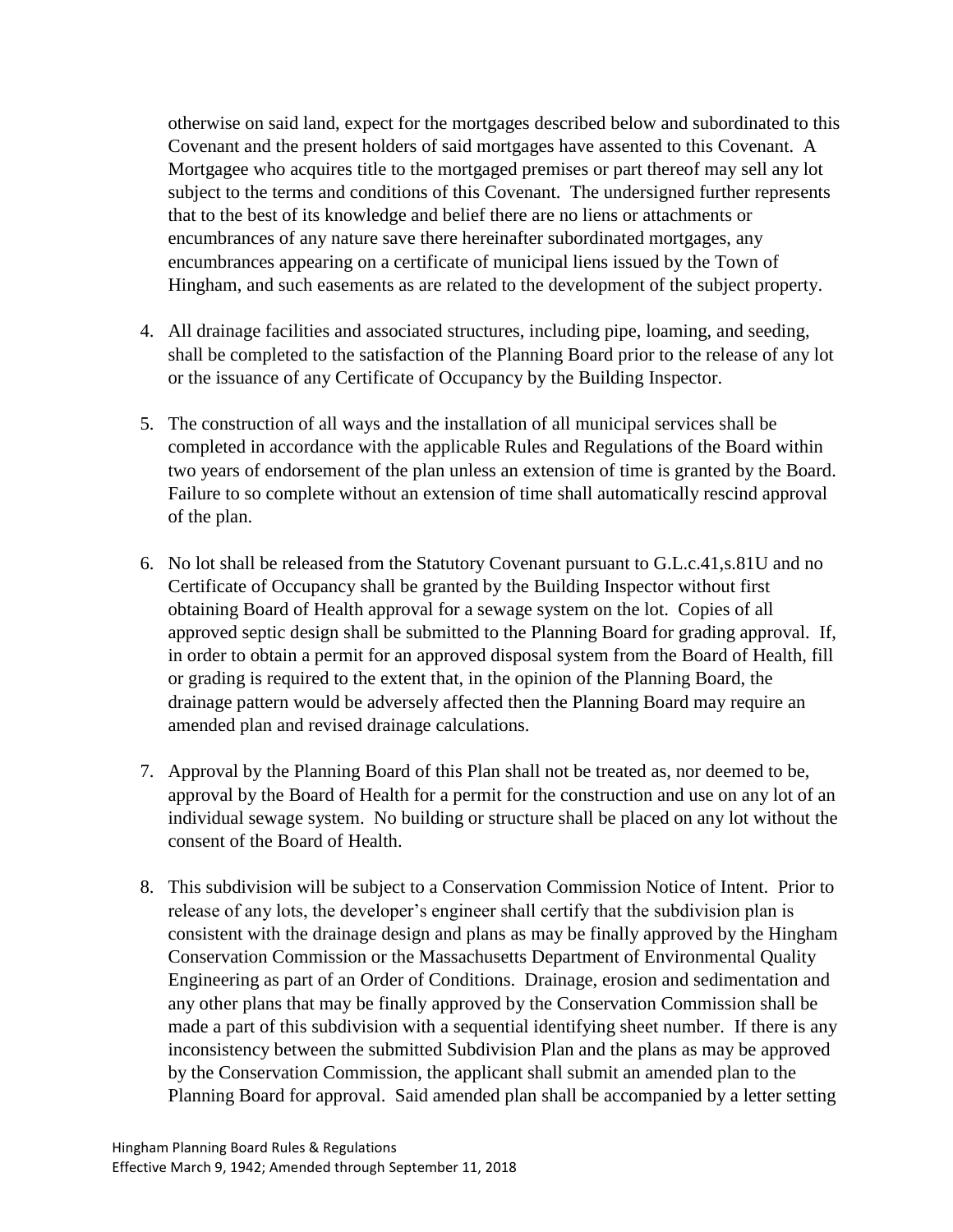otherwise on said land, expect for the mortgages described below and subordinated to this Covenant and the present holders of said mortgages have assented to this Covenant. A Mortgagee who acquires title to the mortgaged premises or part thereof may sell any lot subject to the terms and conditions of this Covenant. The undersigned further represents that to the best of its knowledge and belief there are no liens or attachments or encumbrances of any nature save there hereinafter subordinated mortgages, any encumbrances appearing on a certificate of municipal liens issued by the Town of Hingham, and such easements as are related to the development of the subject property.

4. All drainage facilities and associated structures, including pipe, loaming, and seeding, shall be completed to the satisfaction of the Planning Board prior to the release of any lot or the issuance of any Certificate of Occupancy by the Building Inspector.

5. The construction of all ways and the installation of all municipal services shall be completed in accordance with the applicable Rules and Regulations of the Board within two years of endorsement of the plan unless an extension of time is granted by the Board. Failure to so complete without an extension of time shall automatically rescind approval of the plan.

6. No lot shall be released from the Statutory Covenant pursuant to G.L.c.41,s.81U and no Certificate of Occupancy shall be granted by the Building Inspector without first obtaining Board of Health approval for a sewage system on the lot. Copies of all approved septic design shall be submitted to the Planning Board for grading approval. If, in order to obtain a permit for an approved disposal system from the Board of Health, fill or grading is required to the extent that, in the opinion of the Planning Board, the drainage pattern would be adversely affected then the Planning Board may require an amended plan and revised drainage calculations.

7. Approval by the Planning Board of this Plan shall not be treated as, nor deemed to be, approval by the Board of Health for a permit for the construction and use on any lot of an individual sewage system. No building or structure shall be placed on any lot without the consent of the Board of Health.

8. This subdivision will be subject to a Conservation Commission Notice of Intent. Prior to release of any lots, the developer's engineer shall certify that the subdivision plan is consistent with the drainage design and plans as may be finally approved by the Hingham Conservation Commission or the Massachusetts Department of Environmental Quality Engineering as part of an Order of Conditions. Drainage, erosion and sedimentation and any other plans that may be finally approved by the Conservation Commission shall be made a part of this subdivision with a sequential identifying sheet number. If there is any inconsistency between the submitted Subdivision Plan and the plans as may be approved by the Conservation Commission, the applicant shall submit an amended plan to the Planning Board for approval. Said amended plan shall be accompanied by a letter setting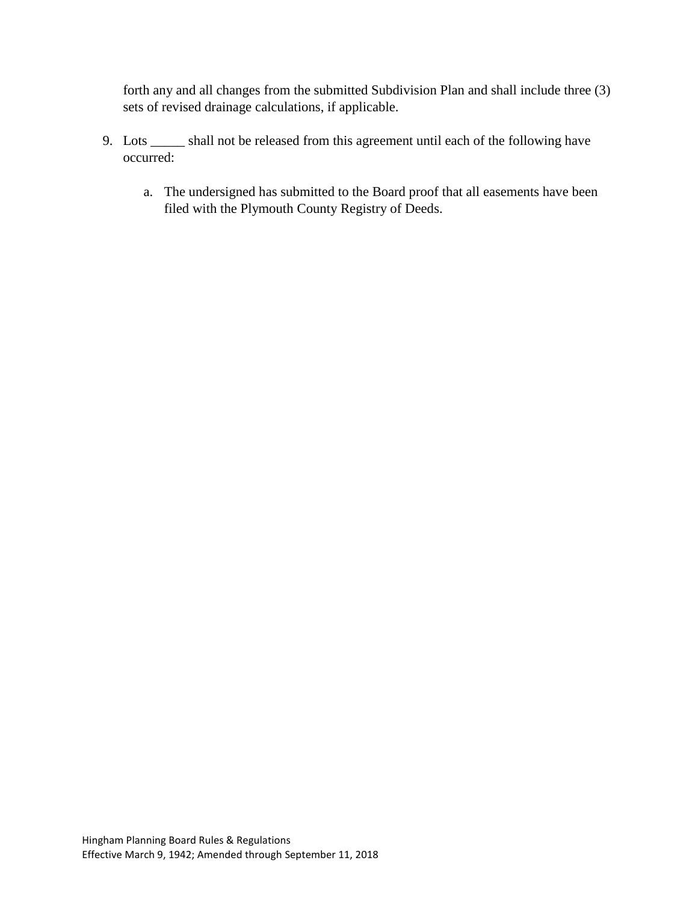forth any and all changes from the submitted Subdivision Plan and shall include three (3) sets of revised drainage calculations, if applicable.

9. Lots _____ shall not be released from this agreement until each of the following have occurred:

   a. The undersigned has submitted to the Board proof that all easements have been filed with the Plymouth County Registry of Deeds.